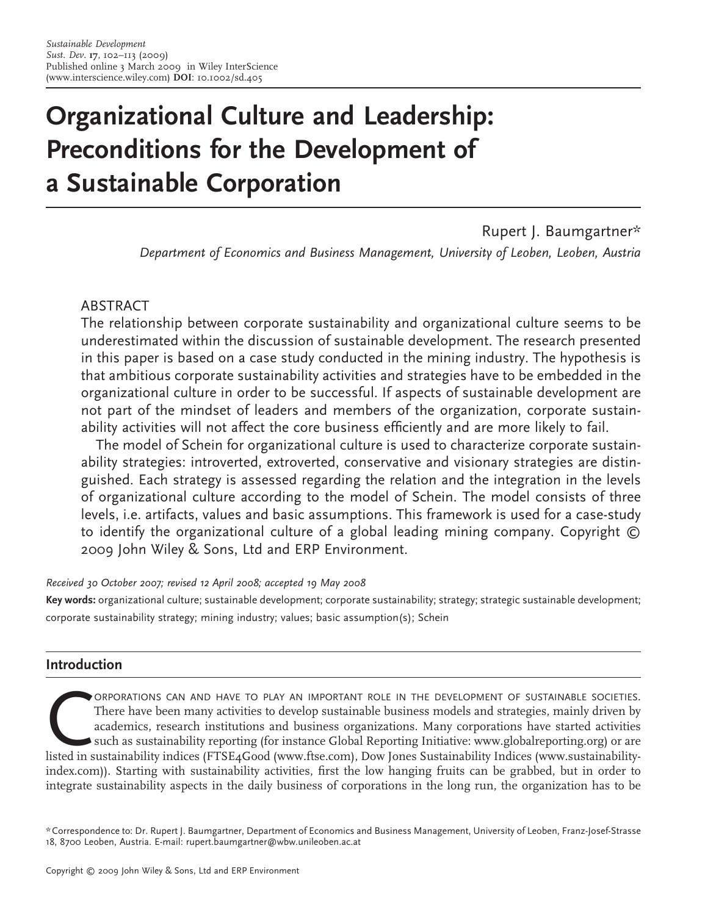# Organizational Culture and Leadership: Preconditions for the Development of a Sustainable Corporation

Rupert J. Baumgartner*

*Department of Economics and Business Management, University of Leoben, Leoben, Austria*

## ABSTRACT

The relationship between corporate sustainability and organizational culture seems to be underestimated within the discussion of sustainable development. The research presented in this paper is based on a case study conducted in the mining industry. The hypothesis is that ambitious corporate sustainability activities and strategies have to be embedded in the organizational culture in order to be successful. If aspects of sustainable development are not part of the mindset of leaders and members of the organization, corporate sustainability activities will not affect the core business efficiently and are more likely to fail.

The model of Schein for organizational culture is used to characterize corporate sustainability strategies: introverted, extroverted, conservative and visionary strategies are distinguished. Each strategy is assessed regarding the relation and the integration in the levels of organizational culture according to the model of Schein. The model consists of three levels, i.e. artifacts, values and basic assumptions. This framework is used for a case-study to identify the organizational culture of a global leading mining company. Copyright © 2009 John Wiley & Sons, Ltd and ERP Environment.

*Received 30 October 2007; revised 12 April 2008; accepted 19 May 2008*

**Key words:** organizational culture; sustainable development; corporate sustainability; strategy; strategic sustainable development; corporate sustainability strategy; mining industry; values; basic assumption(s); Schein

## Introduction

Corporations can and have to play an important role in the development of sustainable societies. There have been many activities to develop sustainable business models and strategies, mainly driven by academics, research institutions and business organizations. Many corporations have started activities such as sustainability reporting (for instance Global Reporting Initiative: www.globalreporting.org) or are listed in sustainability indices (FTSE4Good (www.ftse.com), Dow Jones Sustainability Indices (www.sustainability-index.com)). Starting with sustainability activities, first the low hanging fruits can be grabbed, but in order to integrate sustainability aspects in the daily business of corporations in the long run, the organization has to be

*Correspondence to: Dr. Rupert J. Baumgartner, Department of Economics and Business Management, University of Leoben, Franz-Josef-Strasse 18, 8700 Leoben, Austria. E-mail: rupert.baumgartner@wbw.unileoben.ac.at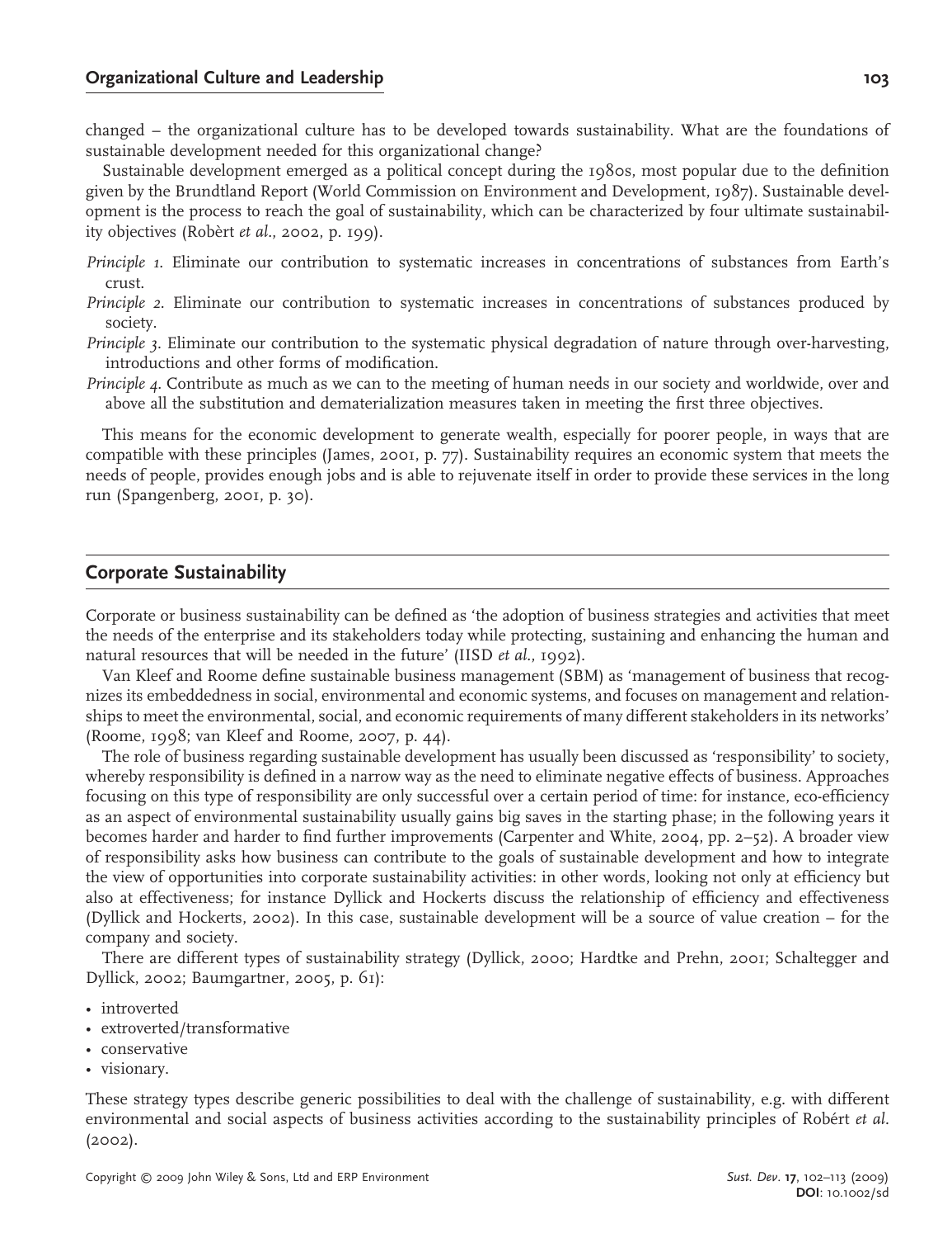changed – the organizational culture has to be developed towards sustainability. What are the foundations of sustainable development needed for this organizational change?

Sustainable development emerged as a political concept during the 1980s, most popular due to the definition given by the Brundtland Report (World Commission on Environment and Development, 1987). Sustainable development is the process to reach the goal of sustainability, which can be characterized by four ultimate sustainability objectives (Robèrt *et al.*, 2002, p. 199).

*Principle 1.* Eliminate our contribution to systematic increases in concentrations of substances from Earth's crust.

*Principle 2.* Eliminate our contribution to systematic increases in concentrations of substances produced by society.

*Principle 3.* Eliminate our contribution to the systematic physical degradation of nature through over-harvesting, introductions and other forms of modification.

*Principle 4.* Contribute as much as we can to the meeting of human needs in our society and worldwide, over and above all the substitution and dematerialization measures taken in meeting the first three objectives.

This means for the economic development to generate wealth, especially for poorer people, in ways that are compatible with these principles (James, 2001, p. 77). Sustainability requires an economic system that meets the needs of people, provides enough jobs and is able to rejuvenate itself in order to provide these services in the long run (Spangenberg, 2001, p. 30).

## Corporate Sustainability

Corporate or business sustainability can be defined as 'the adoption of business strategies and activities that meet the needs of the enterprise and its stakeholders today while protecting, sustaining and enhancing the human and natural resources that will be needed in the future' (IISD *et al.*, 1992).

Van Kleef and Roome define sustainable business management (SBM) as 'management of business that recognizes its embeddedness in social, environmental and economic systems, and focuses on management and relationships to meet the environmental, social, and economic requirements of many different stakeholders in its networks' (Roome, 1998; van Kleef and Roome, 2007, p. 44).

The role of business regarding sustainable development has usually been discussed as 'responsibility' to society, whereby responsibility is defined in a narrow way as the need to eliminate negative effects of business. Approaches focusing on this type of responsibility are only successful over a certain period of time: for instance, eco-efficiency as an aspect of environmental sustainability usually gains big saves in the starting phase; in the following years it becomes harder and harder to find further improvements (Carpenter and White, 2004, pp. 2–52). A broader view of responsibility asks how business can contribute to the goals of sustainable development and how to integrate the view of opportunities into corporate sustainability activities: in other words, looking not only at efficiency but also at effectiveness; for instance Dyllick and Hockerts discuss the relationship of efficiency and effectiveness (Dyllick and Hockerts, 2002). In this case, sustainable development will be a source of value creation – for the company and society.

There are different types of sustainability strategy (Dyllick, 2000; Hardtke and Prehn, 2001; Schaltegger and Dyllick, 2002; Baumgartner, 2005, p. 61):

- introverted
- extroverted/transformative
- conservative
- visionary.

These strategy types describe generic possibilities to deal with the challenge of sustainability, e.g. with different environmental and social aspects of business activities according to the sustainability principles of Robért *et al.* (2002).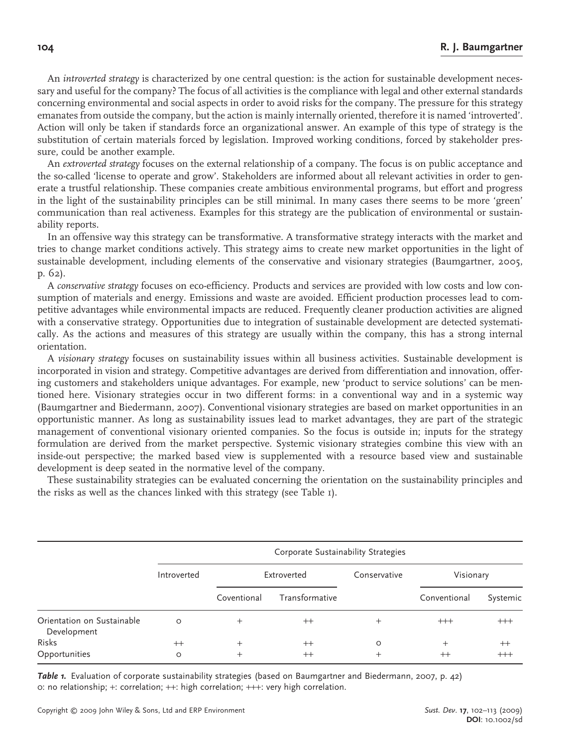An *introverted strategy* is characterized by one central question: is the action for sustainable development necessary and useful for the company? The focus of all activities is the compliance with legal and other external standards concerning environmental and social aspects in order to avoid risks for the company. The pressure for this strategy emanates from outside the company, but the action is mainly internally oriented, therefore it is named 'introverted'. Action will only be taken if standards force an organizational answer. An example of this type of strategy is the substitution of certain materials forced by legislation. Improved working conditions, forced by stakeholder pressure, could be another example.

An *extroverted strategy* focuses on the external relationship of a company. The focus is on public acceptance and the so-called 'license to operate and grow'. Stakeholders are informed about all relevant activities in order to generate a trustful relationship. These companies create ambitious environmental programs, but effort and progress in the light of the sustainability principles can be still minimal. In many cases there seems to be more 'green' communication than real activeness. Examples for this strategy are the publication of environmental or sustainability reports.

In an offensive way this strategy can be transformative. A transformative strategy interacts with the market and tries to change market conditions actively. This strategy aims to create new market opportunities in the light of sustainable development, including elements of the conservative and visionary strategies (Baumgartner, 2005, p. 62).

A *conservative strategy* focuses on eco-efficiency. Products and services are provided with low costs and low consumption of materials and energy. Emissions and waste are avoided. Efficient production processes lead to competitive advantages while environmental impacts are reduced. Frequently cleaner production activities are aligned with a conservative strategy. Opportunities due to integration of sustainable development are detected systematically. As the actions and measures of this strategy are usually within the company, this has a strong internal orientation.

A *visionary strategy* focuses on sustainability issues within all business activities. Sustainable development is incorporated in vision and strategy. Competitive advantages are derived from differentiation and innovation, offering customers and stakeholders unique advantages. For example, new 'product to service solutions' can be mentioned here. Visionary strategies occur in two different forms: in a conventional way and in a systemic way (Baumgartner and Biedermann, 2007). Conventional visionary strategies are based on market opportunities in an opportunistic manner. As long as sustainability issues lead to market advantages, they are part of the strategic management of conventional visionary oriented companies. So the focus is outside in; inputs for the strategy formulation are derived from the market perspective. Systemic visionary strategies combine this view with an inside-out perspective; the marked based view is supplemented with a resource based view and sustainable development is deep seated in the normative level of the company.

These sustainability strategies can be evaluated concerning the orientation on the sustainability principles and the risks as well as the chances linked with this strategy (see Table 1).

| | Corporate Sustainability Strategies | | | | | |
|---|---|---|---|---|---|---|
| | Introverted | Extroverted | | Conservative | Visionary | |
| | | Coventional | Transformative | | Conventional | Systemic |
| Orientation on Sustainable Development | o | + | ++ | + | +++ | +++ |
| Risks | ++ | + | ++ | o | + | ++ |
| Opportunities | o | + | ++ | + | ++ | +++ |

***Table 1.*** Evaluation of corporate sustainability strategies (based on Baumgartner and Biedermann, 2007, p. 42)
o: no relationship; +: correlation; ++: high correlation; +++: very high correlation.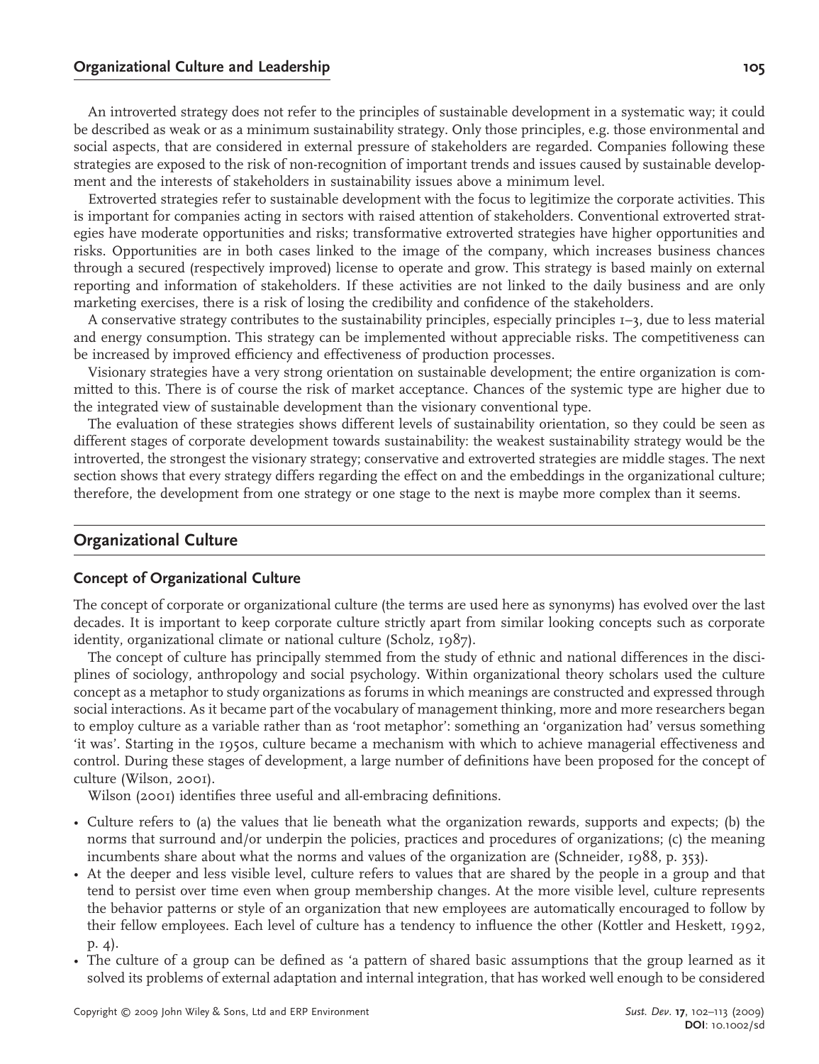An introverted strategy does not refer to the principles of sustainable development in a systematic way; it could be described as weak or as a minimum sustainability strategy. Only those principles, e.g. those environmental and social aspects, that are considered in external pressure of stakeholders are regarded. Companies following these strategies are exposed to the risk of non-recognition of important trends and issues caused by sustainable development and the interests of stakeholders in sustainability issues above a minimum level.

Extroverted strategies refer to sustainable development with the focus to legitimize the corporate activities. This is important for companies acting in sectors with raised attention of stakeholders. Conventional extroverted strategies have moderate opportunities and risks; transformative extroverted strategies have higher opportunities and risks. Opportunities are in both cases linked to the image of the company, which increases business chances through a secured (respectively improved) license to operate and grow. This strategy is based mainly on external reporting and information of stakeholders. If these activities are not linked to the daily business and are only marketing exercises, there is a risk of losing the credibility and confidence of the stakeholders.

A conservative strategy contributes to the sustainability principles, especially principles 1–3, due to less material and energy consumption. This strategy can be implemented without appreciable risks. The competitiveness can be increased by improved efficiency and effectiveness of production processes.

Visionary strategies have a very strong orientation on sustainable development; the entire organization is committed to this. There is of course the risk of market acceptance. Chances of the systemic type are higher due to the integrated view of sustainable development than the visionary conventional type.

The evaluation of these strategies shows different levels of sustainability orientation, so they could be seen as different stages of corporate development towards sustainability: the weakest sustainability strategy would be the introverted, the strongest the visionary strategy; conservative and extroverted strategies are middle stages. The next section shows that every strategy differs regarding the effect on and the embeddings in the organizational culture; therefore, the development from one strategy or one stage to the next is maybe more complex than it seems.

## Organizational Culture

### Concept of Organizational Culture

The concept of corporate or organizational culture (the terms are used here as synonyms) has evolved over the last decades. It is important to keep corporate culture strictly apart from similar looking concepts such as corporate identity, organizational climate or national culture (Scholz, 1987).

The concept of culture has principally stemmed from the study of ethnic and national differences in the disciplines of sociology, anthropology and social psychology. Within organizational theory scholars used the culture concept as a metaphor to study organizations as forums in which meanings are constructed and expressed through social interactions. As it became part of the vocabulary of management thinking, more and more researchers began to employ culture as a variable rather than as 'root metaphor': something an 'organization had' versus something 'it was'. Starting in the 1950s, culture became a mechanism with which to achieve managerial effectiveness and control. During these stages of development, a large number of definitions have been proposed for the concept of culture (Wilson, 2001).

Wilson (2001) identifies three useful and all-embracing definitions.

- Culture refers to (a) the values that lie beneath what the organization rewards, supports and expects; (b) the norms that surround and/or underpin the policies, practices and procedures of organizations; (c) the meaning incumbents share about what the norms and values of the organization are (Schneider, 1988, p. 353).
- At the deeper and less visible level, culture refers to values that are shared by the people in a group and that tend to persist over time even when group membership changes. At the more visible level, culture represents the behavior patterns or style of an organization that new employees are automatically encouraged to follow by their fellow employees. Each level of culture has a tendency to influence the other (Kottler and Heskett, 1992, p. 4).
- The culture of a group can be defined as 'a pattern of shared basic assumptions that the group learned as it solved its problems of external adaptation and internal integration, that has worked well enough to be considered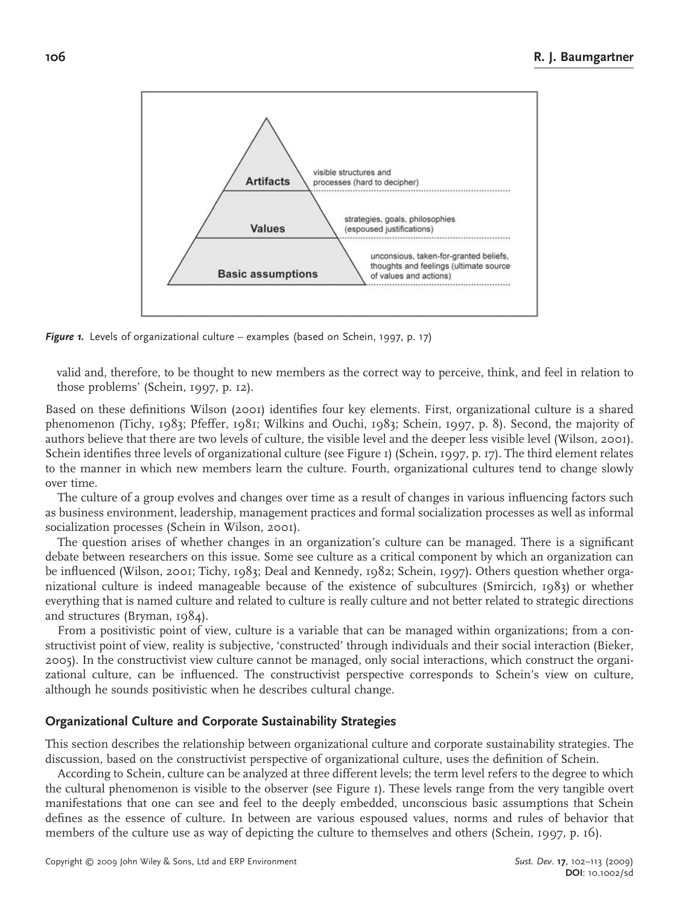Artifacts — visible structures and processes (hard to decipher)

Values — strategies, goals, philosophies (espoused justifications)

Basic assumptions — unconsious, taken-for-granted beliefs, thoughts and feelings (ultimate source of values and actions)

*Figure 1.* Levels of organizational culture – examples (based on Schein, 1997, p. 17)

valid and, therefore, to be thought to new members as the correct way to perceive, think, and feel in relation to those problems' (Schein, 1997, p. 12).

Based on these definitions Wilson (2001) identifies four key elements. First, organizational culture is a shared phenomenon (Tichy, 1983; Pfeffer, 1981; Wilkins and Ouchi, 1983; Schein, 1997, p. 8). Second, the majority of authors believe that there are two levels of culture, the visible level and the deeper less visible level (Wilson, 2001). Schein identifies three levels of organizational culture (see Figure 1) (Schein, 1997, p. 17). The third element relates to the manner in which new members learn the culture. Fourth, organizational cultures tend to change slowly over time.

The culture of a group evolves and changes over time as a result of changes in various influencing factors such as business environment, leadership, management practices and formal socialization processes as well as informal socialization processes (Schein in Wilson, 2001).

The question arises of whether changes in an organization's culture can be managed. There is a significant debate between researchers on this issue. Some see culture as a critical component by which an organization can be influenced (Wilson, 2001; Tichy, 1983; Deal and Kennedy, 1982; Schein, 1997). Others question whether organizational culture is indeed manageable because of the existence of subcultures (Smircich, 1983) or whether everything that is named culture and related to culture is really culture and not better related to strategic directions and structures (Bryman, 1984).

From a positivistic point of view, culture is a variable that can be managed within organizations; from a constructivist point of view, reality is subjective, 'constructed' through individuals and their social interaction (Bieker, 2005). In the constructivist view culture cannot be managed, only social interactions, which construct the organizational culture, can be influenced. The constructivist perspective corresponds to Schein's view on culture, although he sounds positivistic when he describes cultural change.

## Organizational Culture and Corporate Sustainability Strategies

This section describes the relationship between organizational culture and corporate sustainability strategies. The discussion, based on the constructivist perspective of organizational culture, uses the definition of Schein.

According to Schein, culture can be analyzed at three different levels; the term level refers to the degree to which the cultural phenomenon is visible to the observer (see Figure 1). These levels range from the very tangible overt manifestations that one can see and feel to the deeply embedded, unconscious basic assumptions that Schein defines as the essence of culture. In between are various espoused values, norms and rules of behavior that members of the culture use as way of depicting the culture to themselves and others (Schein, 1997, p. 16).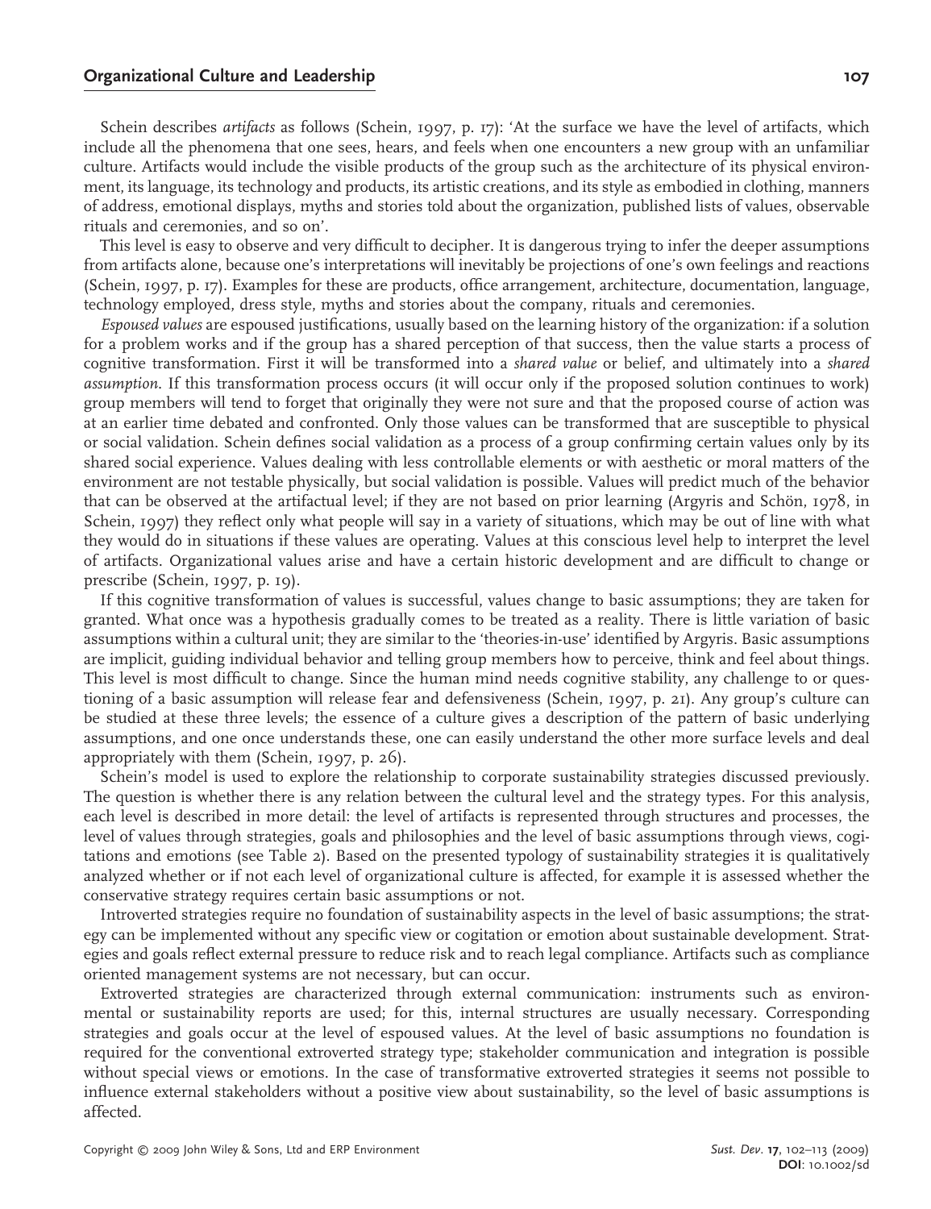Schein describes *artifacts* as follows (Schein, 1997, p. 17): 'At the surface we have the level of artifacts, which include all the phenomena that one sees, hears, and feels when one encounters a new group with an unfamiliar culture. Artifacts would include the visible products of the group such as the architecture of its physical environment, its language, its technology and products, its artistic creations, and its style as embodied in clothing, manners of address, emotional displays, myths and stories told about the organization, published lists of values, observable rituals and ceremonies, and so on'.

This level is easy to observe and very difficult to decipher. It is dangerous trying to infer the deeper assumptions from artifacts alone, because one's interpretations will inevitably be projections of one's own feelings and reactions (Schein, 1997, p. 17). Examples for these are products, office arrangement, architecture, documentation, language, technology employed, dress style, myths and stories about the company, rituals and ceremonies.

*Espoused values* are espoused justifications, usually based on the learning history of the organization: if a solution for a problem works and if the group has a shared perception of that success, then the value starts a process of cognitive transformation. First it will be transformed into a *shared value* or belief, and ultimately into a *shared assumption*. If this transformation process occurs (it will occur only if the proposed solution continues to work) group members will tend to forget that originally they were not sure and that the proposed course of action was at an earlier time debated and confronted. Only those values can be transformed that are susceptible to physical or social validation. Schein defines social validation as a process of a group confirming certain values only by its shared social experience. Values dealing with less controllable elements or with aesthetic or moral matters of the environment are not testable physically, but social validation is possible. Values will predict much of the behavior that can be observed at the artifactual level; if they are not based on prior learning (Argyris and Schön, 1978, in Schein, 1997) they reflect only what people will say in a variety of situations, which may be out of line with what they would do in situations if these values are operating. Values at this conscious level help to interpret the level of artifacts. Organizational values arise and have a certain historic development and are difficult to change or prescribe (Schein, 1997, p. 19).

If this cognitive transformation of values is successful, values change to basic assumptions; they are taken for granted. What once was a hypothesis gradually comes to be treated as a reality. There is little variation of basic assumptions within a cultural unit; they are similar to the 'theories-in-use' identified by Argyris. Basic assumptions are implicit, guiding individual behavior and telling group members how to perceive, think and feel about things. This level is most difficult to change. Since the human mind needs cognitive stability, any challenge to or questioning of a basic assumption will release fear and defensiveness (Schein, 1997, p. 21). Any group's culture can be studied at these three levels; the essence of a culture gives a description of the pattern of basic underlying assumptions, and one once understands these, one can easily understand the other more surface levels and deal appropriately with them (Schein, 1997, p. 26).

Schein's model is used to explore the relationship to corporate sustainability strategies discussed previously. The question is whether there is any relation between the cultural level and the strategy types. For this analysis, each level is described in more detail: the level of artifacts is represented through structures and processes, the level of values through strategies, goals and philosophies and the level of basic assumptions through views, cogitations and emotions (see Table 2). Based on the presented typology of sustainability strategies it is qualitatively analyzed whether or if not each level of organizational culture is affected, for example it is assessed whether the conservative strategy requires certain basic assumptions or not.

Introverted strategies require no foundation of sustainability aspects in the level of basic assumptions; the strategy can be implemented without any specific view or cogitation or emotion about sustainable development. Strategies and goals reflect external pressure to reduce risk and to reach legal compliance. Artifacts such as compliance oriented management systems are not necessary, but can occur.

Extroverted strategies are characterized through external communication: instruments such as environmental or sustainability reports are used; for this, internal structures are usually necessary. Corresponding strategies and goals occur at the level of espoused values. At the level of basic assumptions no foundation is required for the conventional extroverted strategy type; stakeholder communication and integration is possible without special views or emotions. In the case of transformative extroverted strategies it seems not possible to influence external stakeholders without a positive view about sustainability, so the level of basic assumptions is affected.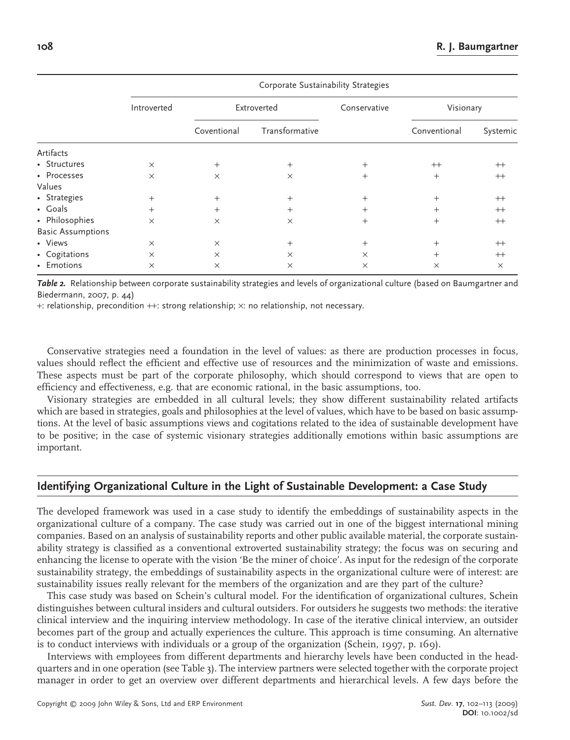| | Corporate Sustainability Strategies | | | | | |
|---|---|---|---|---|---|---|
| | Introverted | Extroverted | | Conservative | Visionary | |
| | | Coventional | Transformative | | Conventional | Systemic |
| Artifacts | | | | | | |
| • Structures | × | + | + | + | ++ | ++ |
| • Processes | × | × | × | + | + | ++ |
| Values | | | | | | |
| • Strategies | + | + | + | + | + | ++ |
| • Goals | + | + | + | + | + | ++ |
| • Philosophies | × | × | × | + | + | ++ |
| Basic Assumptions | | | | | | |
| • Views | × | × | + | + | + | ++ |
| • Cogitations | × | × | × | × | + | ++ |
| • Emotions | × | × | × | × | × | × |

***Table 2.*** Relationship between corporate sustainability strategies and levels of organizational culture (based on Baumgartner and Biedermann, 2007, p. 44)

+: relationship, precondition ++: strong relationship; ×: no relationship, not necessary.

Conservative strategies need a foundation in the level of values: as there are production processes in focus, values should reflect the efficient and effective use of resources and the minimization of waste and emissions. These aspects must be part of the corporate philosophy, which should correspond to views that are open to efficiency and effectiveness, e.g. that are economic rational, in the basic assumptions, too.

Visionary strategies are embedded in all cultural levels; they show different sustainability related artifacts which are based in strategies, goals and philosophies at the level of values, which have to be based on basic assumptions. At the level of basic assumptions views and cogitations related to the idea of sustainable development have to be positive; in the case of systemic visionary strategies additionally emotions within basic assumptions are important.

## Identifying Organizational Culture in the Light of Sustainable Development: a Case Study

The developed framework was used in a case study to identify the embeddings of sustainability aspects in the organizational culture of a company. The case study was carried out in one of the biggest international mining companies. Based on an analysis of sustainability reports and other public available material, the corporate sustainability strategy is classified as a conventional extroverted sustainability strategy; the focus was on securing and enhancing the license to operate with the vision 'Be the miner of choice'. As input for the redesign of the corporate sustainability strategy, the embeddings of sustainability aspects in the organizational culture were of interest: are sustainability issues really relevant for the members of the organization and are they part of the culture?

This case study was based on Schein's cultural model. For the identification of organizational cultures, Schein distinguishes between cultural insiders and cultural outsiders. For outsiders he suggests two methods: the iterative clinical interview and the inquiring interview methodology. In case of the iterative clinical interview, an outsider becomes part of the group and actually experiences the culture. This approach is time consuming. An alternative is to conduct interviews with individuals or a group of the organization (Schein, 1997, p. 169).

Interviews with employees from different departments and hierarchy levels have been conducted in the headquarters and in one operation (see Table 3). The interview partners were selected together with the corporate project manager in order to get an overview over different departments and hierarchical levels. A few days before the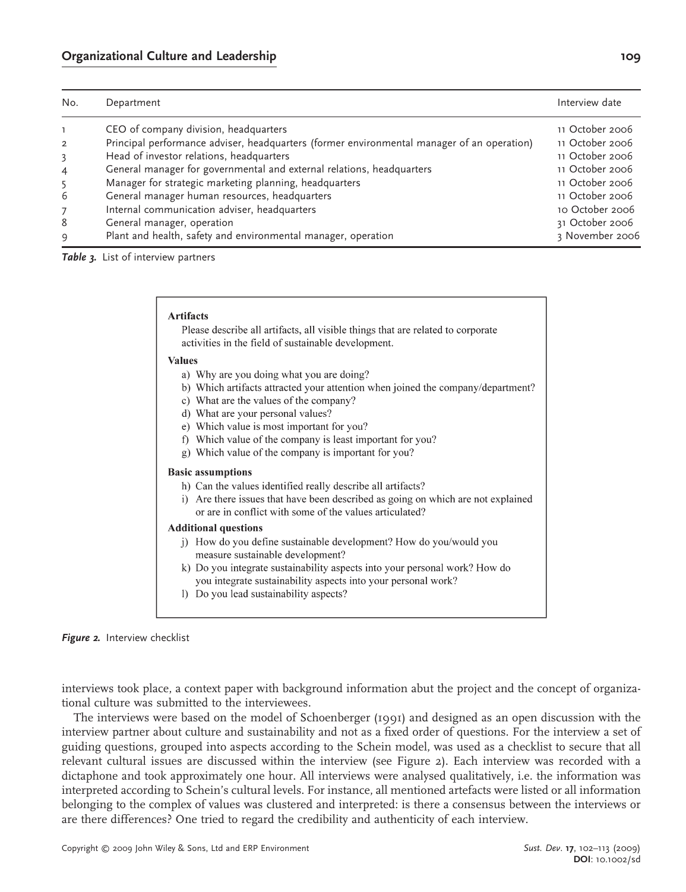| No. | Department | Interview date |
|---|---|---|
| 1 | CEO of company division, headquarters | 11 October 2006 |
| 2 | Principal performance adviser, headquarters (former environmental manager of an operation) | 11 October 2006 |
| 3 | Head of investor relations, headquarters | 11 October 2006 |
| 4 | General manager for governmental and external relations, headquarters | 11 October 2006 |
| 5 | Manager for strategic marketing planning, headquarters | 11 October 2006 |
| 6 | General manager human resources, headquarters | 11 October 2006 |
| 7 | Internal communication adviser, headquarters | 10 October 2006 |
| 8 | General manager, operation | 31 October 2006 |
| 9 | Plant and health, safety and environmental manager, operation | 3 November 2006 |

***Table 3.*** List of interview partners

**Artifacts**

Please describe all artifacts, all visible things that are related to corporate activities in the field of sustainable development.

**Values**

a) Why are you doing what you are doing?
b) Which artifacts attracted your attention when joined the company/department?
c) What are the values of the company?
d) What are your personal values?
e) Which value is most important for you?
f) Which value of the company is least important for you?
g) Which value of the company is important for you?

**Basic assumptions**

h) Can the values identified really describe all artifacts?
i) Are there issues that have been described as going on which are not explained or are in conflict with some of the values articulated?

**Additional questions**

j) How do you define sustainable development? How do you/would you measure sustainable development?
k) Do you integrate sustainability aspects into your personal work? How do you integrate sustainability aspects into your personal work?
l) Do you lead sustainability aspects?

***Figure 2.*** Interview checklist

interviews took place, a context paper with background information abut the project and the concept of organizational culture was submitted to the interviewees.

The interviews were based on the model of Schoenberger (1991) and designed as an open discussion with the interview partner about culture and sustainability and not as a fixed order of questions. For the interview a set of guiding questions, grouped into aspects according to the Schein model, was used as a checklist to secure that all relevant cultural issues are discussed within the interview (see Figure 2). Each interview was recorded with a dictaphone and took approximately one hour. All interviews were analysed qualitatively, i.e. the information was interpreted according to Schein's cultural levels. For instance, all mentioned artefacts were listed or all information belonging to the complex of values was clustered and interpreted: is there a consensus between the interviews or are there differences? One tried to regard the credibility and authenticity of each interview.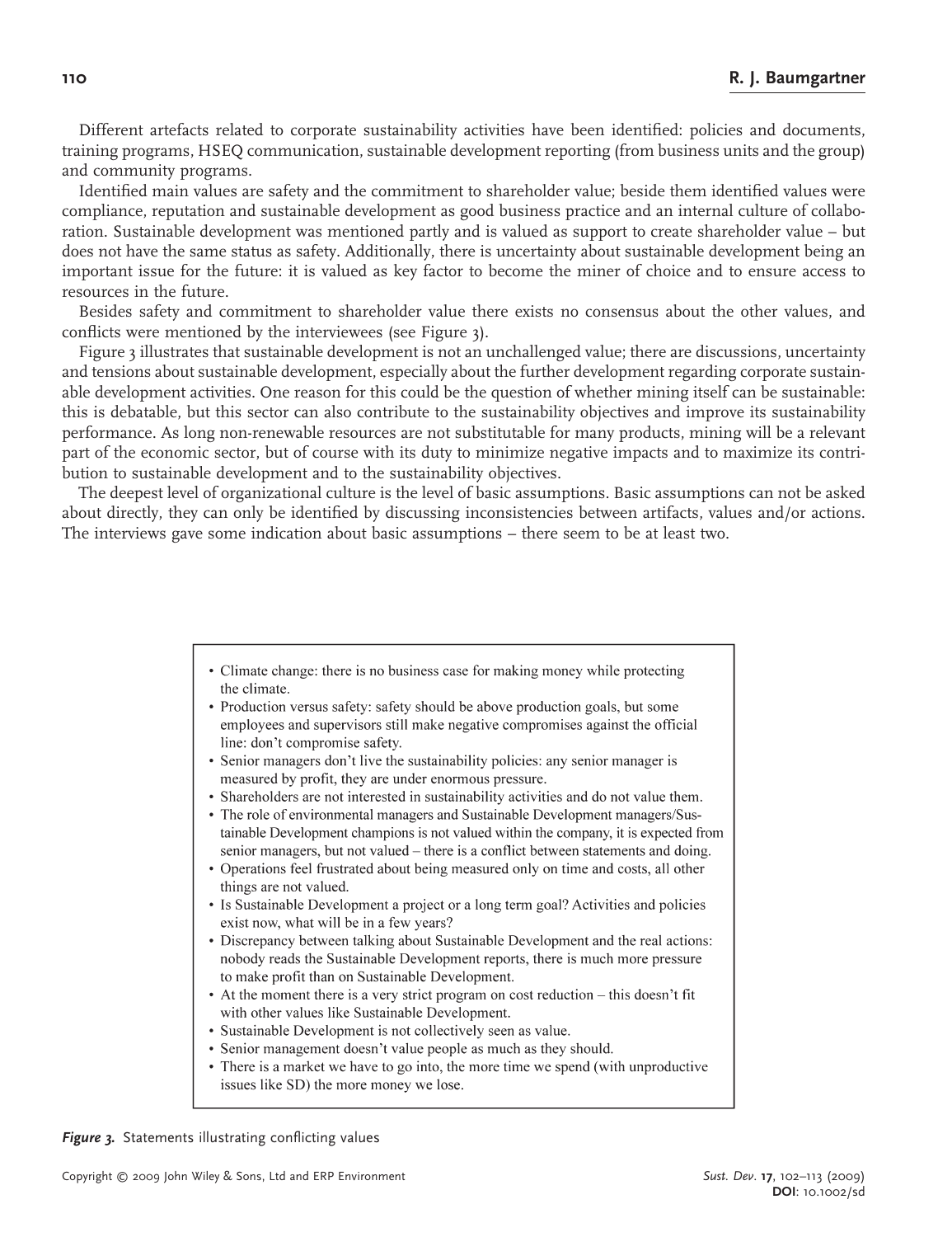Different artefacts related to corporate sustainability activities have been identified: policies and documents, training programs, HSEQ communication, sustainable development reporting (from business units and the group) and community programs.

Identified main values are safety and the commitment to shareholder value; beside them identified values were compliance, reputation and sustainable development as good business practice and an internal culture of collaboration. Sustainable development was mentioned partly and is valued as support to create shareholder value – but does not have the same status as safety. Additionally, there is uncertainty about sustainable development being an important issue for the future: it is valued as key factor to become the miner of choice and to ensure access to resources in the future.

Besides safety and commitment to shareholder value there exists no consensus about the other values, and conflicts were mentioned by the interviewees (see Figure 3).

Figure 3 illustrates that sustainable development is not an unchallenged value; there are discussions, uncertainty and tensions about sustainable development, especially about the further development regarding corporate sustainable development activities. One reason for this could be the question of whether mining itself can be sustainable: this is debatable, but this sector can also contribute to the sustainability objectives and improve its sustainability performance. As long non-renewable resources are not substitutable for many products, mining will be a relevant part of the economic sector, but of course with its duty to minimize negative impacts and to maximize its contribution to sustainable development and to the sustainability objectives.

The deepest level of organizational culture is the level of basic assumptions. Basic assumptions can not be asked about directly, they can only be identified by discussing inconsistencies between artifacts, values and/or actions. The interviews gave some indication about basic assumptions – there seem to be at least two.

- Climate change: there is no business case for making money while protecting the climate.
- Production versus safety: safety should be above production goals, but some employees and supervisors still make negative compromises against the official line: don't compromise safety.
- Senior managers don't live the sustainability policies: any senior manager is measured by profit, they are under enormous pressure.
- Shareholders are not interested in sustainability activities and do not value them.
- The role of environmental managers and Sustainable Development managers/Sustainable Development champions is not valued within the company, it is expected from senior managers, but not valued – there is a conflict between statements and doing.
- Operations feel frustrated about being measured only on time and costs, all other things are not valued.
- Is Sustainable Development a project or a long term goal? Activities and policies exist now, what will be in a few years?
- Discrepancy between talking about Sustainable Development and the real actions: nobody reads the Sustainable Development reports, there is much more pressure to make profit than on Sustainable Development.
- At the moment there is a very strict program on cost reduction – this doesn't fit with other values like Sustainable Development.
- Sustainable Development is not collectively seen as value.
- Senior management doesn't value people as much as they should.
- There is a market we have to go into, the more time we spend (with unproductive issues like SD) the more money we lose.

***Figure 3.*** Statements illustrating conflicting values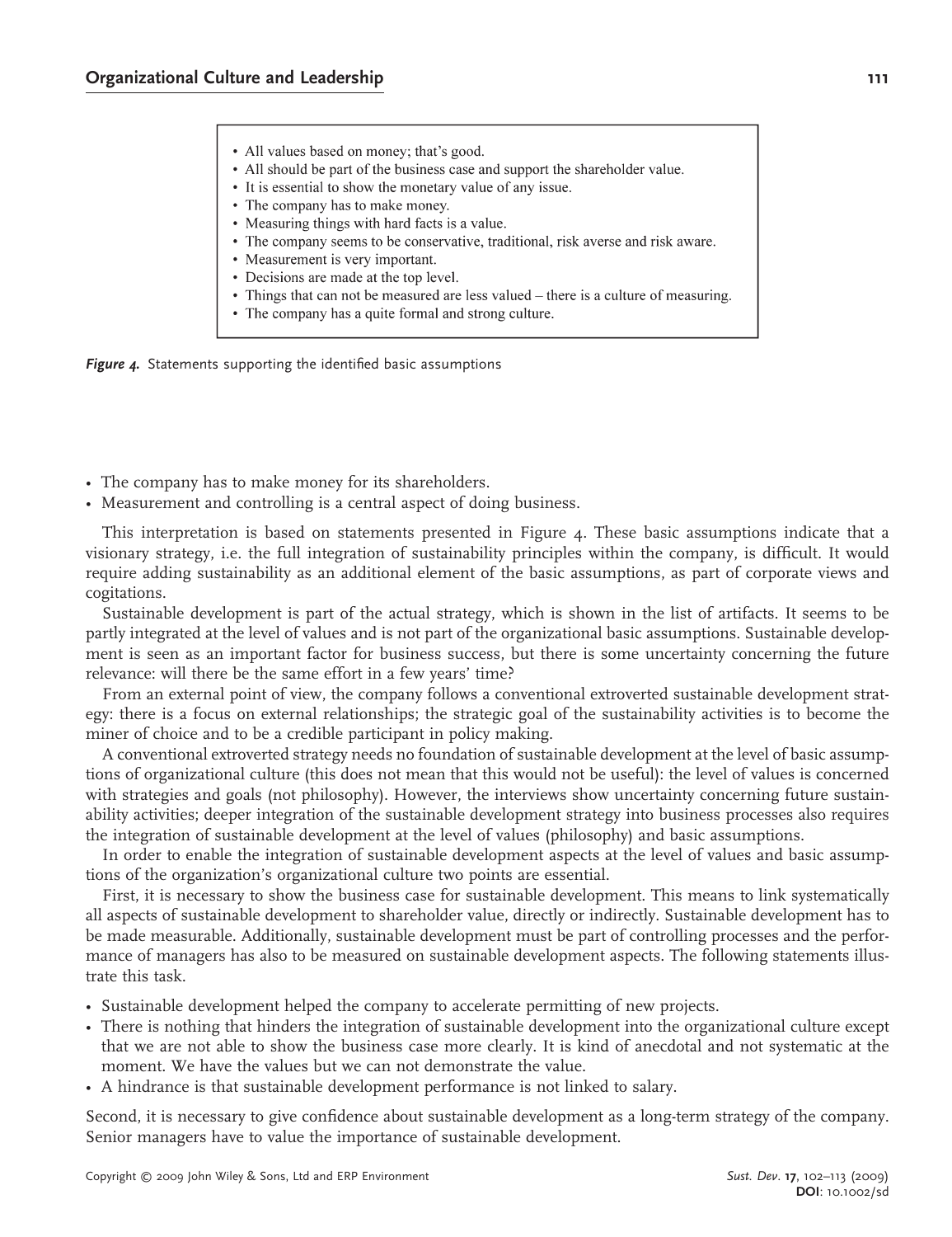- All values based on money; that's good.
- All should be part of the business case and support the shareholder value.
- It is essential to show the monetary value of any issue.
- The company has to make money.
- Measuring things with hard facts is a value.
- The company seems to be conservative, traditional, risk averse and risk aware.
- Measurement is very important.
- Decisions are made at the top level.
- Things that can not be measured are less valued – there is a culture of measuring.
- The company has a quite formal and strong culture.

*Figure 4.* Statements supporting the identified basic assumptions

- The company has to make money for its shareholders.
- Measurement and controlling is a central aspect of doing business.

This interpretation is based on statements presented in Figure 4. These basic assumptions indicate that a visionary strategy, i.e. the full integration of sustainability principles within the company, is difficult. It would require adding sustainability as an additional element of the basic assumptions, as part of corporate views and cogitations.

Sustainable development is part of the actual strategy, which is shown in the list of artifacts. It seems to be partly integrated at the level of values and is not part of the organizational basic assumptions. Sustainable development is seen as an important factor for business success, but there is some uncertainty concerning the future relevance: will there be the same effort in a few years' time?

From an external point of view, the company follows a conventional extroverted sustainable development strategy: there is a focus on external relationships; the strategic goal of the sustainability activities is to become the miner of choice and to be a credible participant in policy making.

A conventional extroverted strategy needs no foundation of sustainable development at the level of basic assumptions of organizational culture (this does not mean that this would not be useful): the level of values is concerned with strategies and goals (not philosophy). However, the interviews show uncertainty concerning future sustainability activities; deeper integration of the sustainable development strategy into business processes also requires the integration of sustainable development at the level of values (philosophy) and basic assumptions.

In order to enable the integration of sustainable development aspects at the level of values and basic assumptions of the organization's organizational culture two points are essential.

First, it is necessary to show the business case for sustainable development. This means to link systematically all aspects of sustainable development to shareholder value, directly or indirectly. Sustainable development has to be made measurable. Additionally, sustainable development must be part of controlling processes and the performance of managers has also to be measured on sustainable development aspects. The following statements illustrate this task.

- Sustainable development helped the company to accelerate permitting of new projects.
- There is nothing that hinders the integration of sustainable development into the organizational culture except that we are not able to show the business case more clearly. It is kind of anecdotal and not systematic at the moment. We have the values but we can not demonstrate the value.
- A hindrance is that sustainable development performance is not linked to salary.

Second, it is necessary to give confidence about sustainable development as a long-term strategy of the company. Senior managers have to value the importance of sustainable development.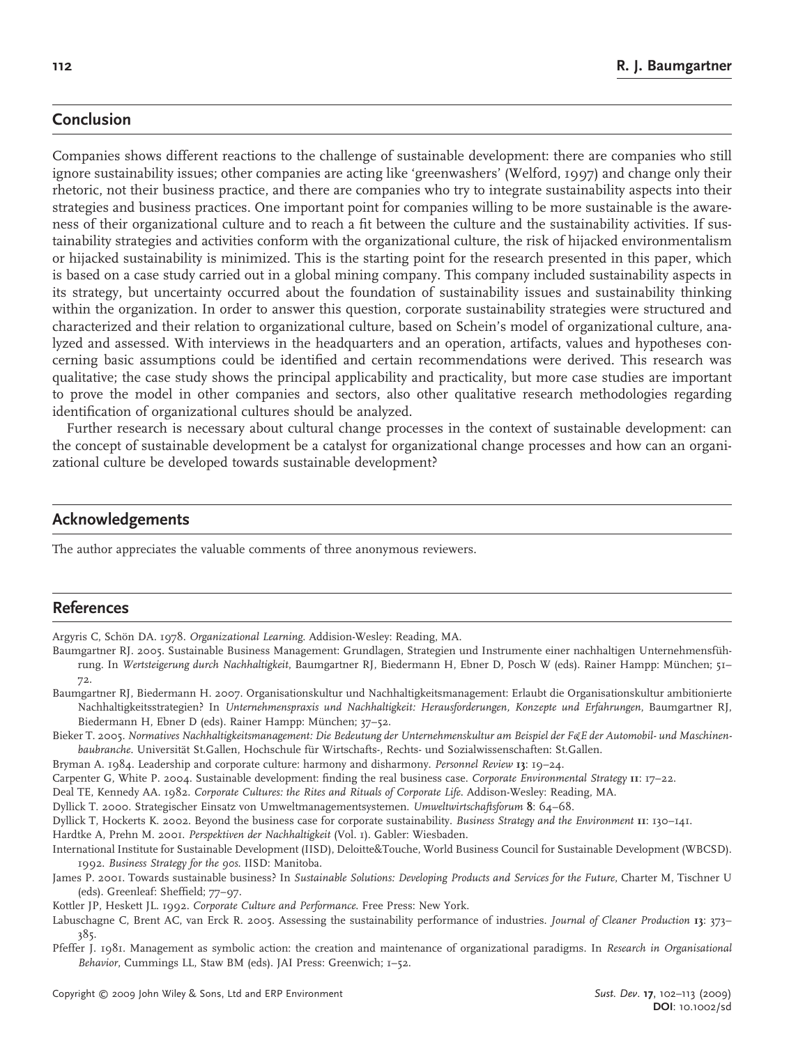## Conclusion

Companies shows different reactions to the challenge of sustainable development: there are companies who still ignore sustainability issues; other companies are acting like 'greenwashers' (Welford, 1997) and change only their rhetoric, not their business practice, and there are companies who try to integrate sustainability aspects into their strategies and business practices. One important point for companies willing to be more sustainable is the awareness of their organizational culture and to reach a fit between the culture and the sustainability activities. If sustainability strategies and activities conform with the organizational culture, the risk of hijacked environmentalism or hijacked sustainability is minimized. This is the starting point for the research presented in this paper, which is based on a case study carried out in a global mining company. This company included sustainability aspects in its strategy, but uncertainty occurred about the foundation of sustainability issues and sustainability thinking within the organization. In order to answer this question, corporate sustainability strategies were structured and characterized and their relation to organizational culture, based on Schein's model of organizational culture, analyzed and assessed. With interviews in the headquarters and an operation, artifacts, values and hypotheses concerning basic assumptions could be identified and certain recommendations were derived. This research was qualitative; the case study shows the principal applicability and practicality, but more case studies are important to prove the model in other companies and sectors, also other qualitative research methodologies regarding identification of organizational cultures should be analyzed.

Further research is necessary about cultural change processes in the context of sustainable development: can the concept of sustainable development be a catalyst for organizational change processes and how can an organizational culture be developed towards sustainable development?

## Acknowledgements

The author appreciates the valuable comments of three anonymous reviewers.

## References

Argyris C, Schön DA. 1978. *Organizational Learning*. Addision-Wesley: Reading, MA.

Baumgartner RJ. 2005. Sustainable Business Management: Grundlagen, Strategien und Instrumente einer nachhaltigen Unternehmensführung. In *Wertsteigerung durch Nachhaltigkeit*, Baumgartner RJ, Biedermann H, Ebner D, Posch W (eds). Rainer Hampp: München; 51–72.

Baumgartner RJ, Biedermann H. 2007. Organisationskultur und Nachhaltigkeitsmanagement: Erlaubt die Organisationskultur ambitionierte Nachhaltigkeitsstrategien? In *Unternehmenspraxis und Nachhaltigkeit: Herausforderungen, Konzepte und Erfahrungen*, Baumgartner RJ, Biedermann H, Ebner D (eds). Rainer Hampp: München; 37–52.

Bieker T. 2005. *Normatives Nachhaltigkeitsmanagement: Die Bedeutung der Unternehmenskultur am Beispiel der F&E der Automobil- und Maschinenbaubranche*. Universität St.Gallen, Hochschule für Wirtschafts-, Rechts- und Sozialwissenschaften: St.Gallen.

Bryman A. 1984. Leadership and corporate culture: harmony and disharmony. *Personnel Review* **13**: 19–24.

Carpenter G, White P. 2004. Sustainable development: finding the real business case. *Corporate Environmental Strategy* **11**: 17–22.

Deal TE, Kennedy AA. 1982. *Corporate Cultures: the Rites and Rituals of Corporate Life*. Addison-Wesley: Reading, MA.

Dyllick T. 2000. Strategischer Einsatz von Umweltmanagementsystemen. *Umweltwirtschaftsforum* **8**: 64–68.

Dyllick T, Hockerts K. 2002. Beyond the business case for corporate sustainability. *Business Strategy and the Environment* **11**: 130–141.

Hardtke A, Prehn M. 2001. *Perspektiven der Nachhaltigkeit* (Vol. 1). Gabler: Wiesbaden.

International Institute for Sustainable Development (IISD), Deloitte&Touche, World Business Council for Sustainable Development (WBCSD). 1992. *Business Strategy for the 90s*. IISD: Manitoba.

James P. 2001. Towards sustainable business? In *Sustainable Solutions: Developing Products and Services for the Future*, Charter M, Tischner U (eds). Greenleaf: Sheffield; 77–97.

Kottler JP, Heskett JL. 1992. *Corporate Culture and Performance*. Free Press: New York.

Labuschagne C, Brent AC, van Erck R. 2005. Assessing the sustainability performance of industries. *Journal of Cleaner Production* **13**: 373–385.

Pfeffer J. 1981. Management as symbolic action: the creation and maintenance of organizational paradigms. In *Research in Organisational Behavior*, Cummings LL, Staw BM (eds). JAI Press: Greenwich; 1–52.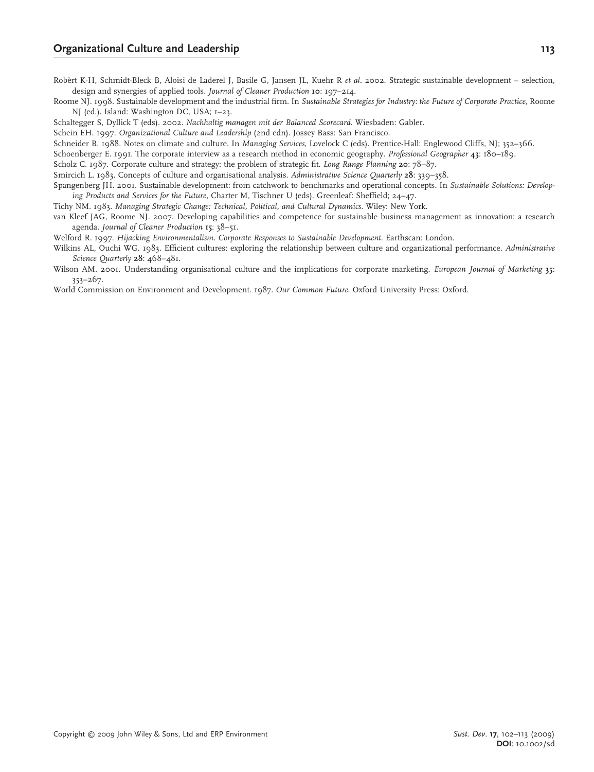Robèrt K-H, Schmidt-Bleck B, Aloisi de Laderel J, Basile G, Jansen JL, Kuehr R *et al.* 2002. Strategic sustainable development – selection, design and synergies of applied tools. *Journal of Cleaner Production* **10**: 197–214.

Roome NJ. 1998. Sustainable development and the industrial firm. In *Sustainable Strategies for Industry: the Future of Corporate Practice*, Roome NJ (ed.). Island: Washington DC, USA; 1–23.

Schaltegger S, Dyllick T (eds). 2002. *Nachhaltig managen mit der Balanced Scorecard*. Wiesbaden: Gabler.

Schein EH. 1997. *Organizational Culture and Leadership* (2nd edn). Jossey Bass: San Francisco.

Schneider B. 1988. Notes on climate and culture. In *Managing Services*, Lovelock C (eds). Prentice-Hall: Englewood Cliffs, NJ; 352–366.

Schoenberger E. 1991. The corporate interview as a research method in economic geography. *Professional Geographer* **43**: 180–189.

Scholz C. 1987. Corporate culture and strategy: the problem of strategic fit. *Long Range Planning* **20**: 78–87.

Smircich L. 1983. Concepts of culture and organisational analysis. *Administrative Science Quarterly* **28**: 339–358.

Spangenberg JH. 2001. Sustainable development: from catchwork to benchmarks and operational concepts. In *Sustainable Solutions: Developing Products and Services for the Future*, Charter M, Tischner U (eds). Greenleaf: Sheffield; 24–47.

Tichy NM. 1983. *Managing Strategic Change: Technical, Political, and Cultural Dynamics*. Wiley: New York.

van Kleef JAG, Roome NJ. 2007. Developing capabilities and competence for sustainable business management as innovation: a research agenda. *Journal of Cleaner Production* **15**: 38–51.

Welford R. 1997. *Hijacking Environmentalism. Corporate Responses to Sustainable Development*. Earthscan: London.

Wilkins AL, Ouchi WG. 1983. Efficient cultures: exploring the relationship between culture and organizational performance. *Administrative Science Quarterly* **28**: 468–481.

Wilson AM. 2001. Understanding organisational culture and the implications for corporate marketing. *European Journal of Marketing* **35**: 353–267.

World Commission on Environment and Development. 1987. *Our Common Future*. Oxford University Press: Oxford.